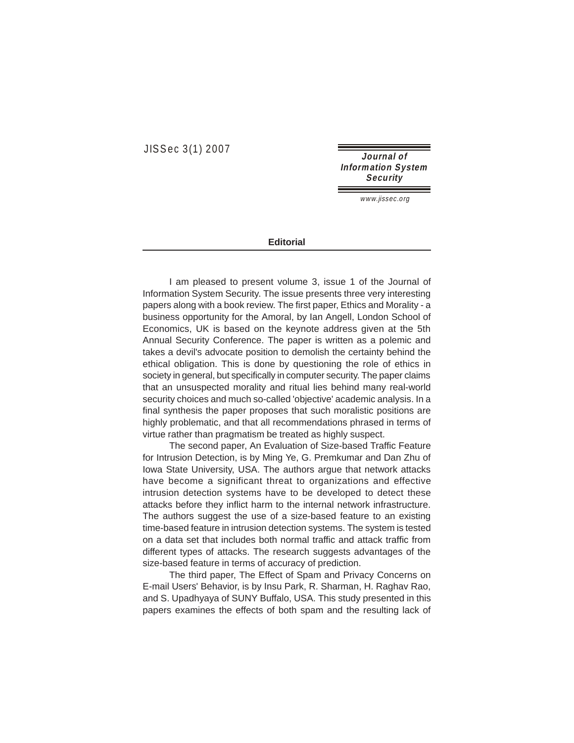# Editorial

I am pleased to present volume 3, issue 1 of the Journal of Information System Security. The issue presents three very interesting papers along with a book review. The first paper, Ethics and Morality - a business opportunity for the Amoral, by Ian Angell, London School of Economics, UK is based on the keynote address given at the 5th Annual Security Conference. The paper is written as a polemic and takes a devil's advocate position to demolish the certainty behind the ethical obligation. This is done by questioning the role of ethics in society in general, but specifically in computer security. The paper claims that an unsuspected morality and ritual lies behind many real-world security choices and much so-called 'objective' academic analysis. In a final synthesis the paper proposes that such moralistic positions are highly problematic, and that all recommendations phrased in terms of virtue rather than pragmatism be treated as highly suspect.

The second paper, An Evaluation of Size-based Traffic Feature for Intrusion Detection, is by Ming Ye, G. Premkumar and Dan Zhu of Iowa State University, USA. The authors argue that network attacks have become a significant threat to organizations and effective intrusion detection systems have to be developed to detect these attacks before they inflict harm to the internal network infrastructure. The authors suggest the use of a size-based feature to an existing time-based feature in intrusion detection systems. The system is tested on a data set that includes both normal traffic and attack traffic from different types of attacks. The research suggests advantages of the size-based feature in terms of accuracy of prediction.

The third paper, The Effect of Spam and Privacy Concerns on E-mail Users' Behavior, is by Insu Park, R. Sharman, H. Raghav Rao, and S. Upadhyaya of SUNY Buffalo, USA. This study presented in this papers examines the effects of both spam and the resulting lack of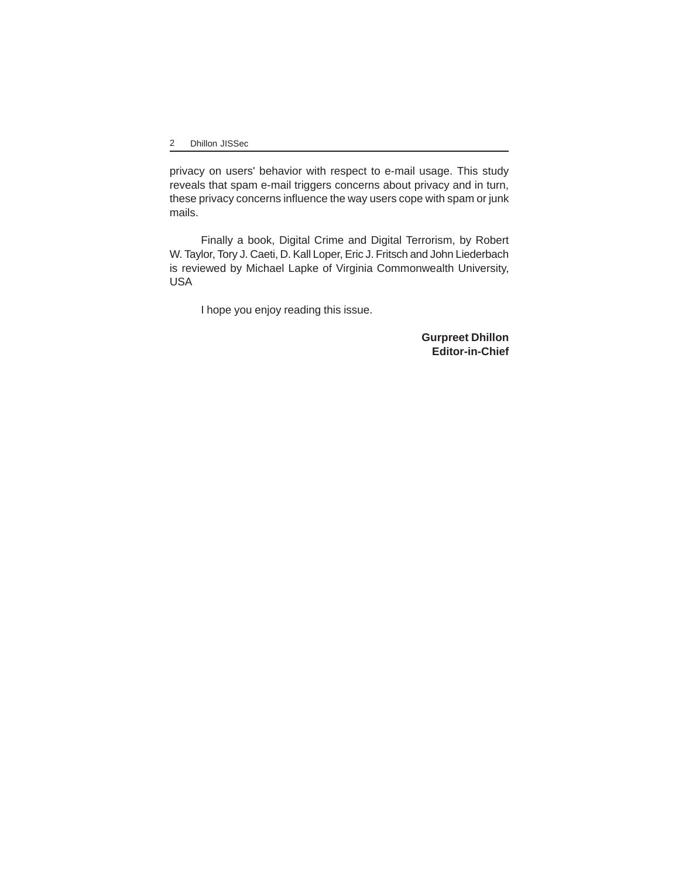privacy on users' behavior with respect to e-mail usage. This study reveals that spam e-mail triggers concerns about privacy and in turn, these privacy concerns influence the way users cope with spam or junk mails.

Finally a book, Digital Crime and Digital Terrorism, by Robert W. Taylor, Tory J. Caeti, D. Kall Loper, Eric J. Fritsch and John Liederbach is reviewed by Michael Lapke of Virginia Commonwealth University, USA

I hope you enjoy reading this issue.

**Gurpreet Dhillon**
**Editor-in-Chief**